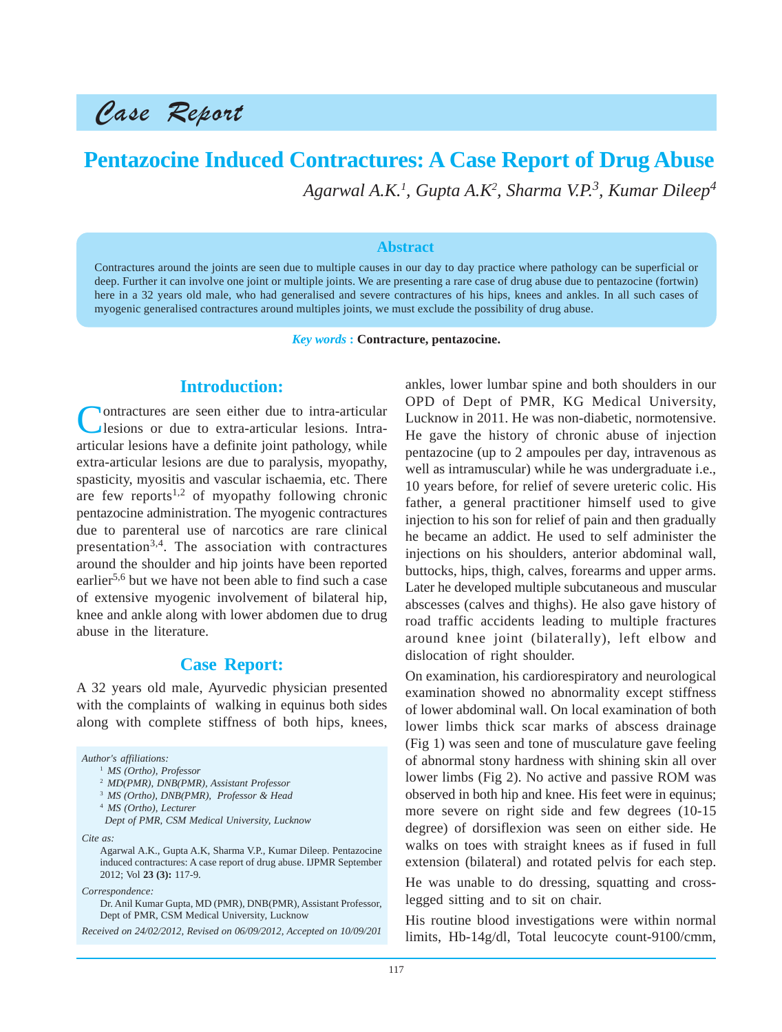# Case Report

## Pentazocine Induced Contractures: A Case Report of Drug Abuse

*Agarwal A.K.[1], Gupta A.K[2], Sharma V.P.[3], Kumar Dileep[4]*

### Abstract

Contractures around the joints are seen due to multiple causes in our day to day practice where pathology can be superficial or deep. Further it can involve one joint or multiple joints. We are presenting a rare case of drug abuse due to pentazocine (fortwin) here in a 32 years old male, who had generalised and severe contractures of his hips, knees and ankles. In all such cases of myogenic generalised contractures around multiples joints, we must exclude the possibility of drug abuse.

*Key words* : **Contracture, pentazocine.**

## Introduction:

Contractures are seen either due to intra-articular lesions or due to extra-articular lesions. Intra-articular lesions have a definite joint pathology, while extra-articular lesions are due to paralysis, myopathy, spasticity, myositis and vascular ischaemia, etc. There are few reports[1,2] of myopathy following chronic pentazocine administration. The myogenic contractures due to parenteral use of narcotics are rare clinical presentation[3,4]. The association with contractures around the shoulder and hip joints have been reported earlier[5,6] but we have not been able to find such a case of extensive myogenic involvement of bilateral hip, knee and ankle along with lower abdomen due to drug abuse in the literature.

## Case Report:

A 32 years old male, Ayurvedic physician presented with the complaints of walking in equinus both sides along with complete stiffness of both hips, knees, ankles, lower lumbar spine and both shoulders in our OPD of Dept of PMR, KG Medical University, Lucknow in 2011. He was non-diabetic, normotensive. He gave the history of chronic abuse of injection pentazocine (up to 2 ampoules per day, intravenous as well as intramuscular) while he was undergraduate i.e., 10 years before, for relief of severe ureteric colic. His father, a general practitioner himself used to give injection to his son for relief of pain and then gradually he became an addict. He used to self administer the injections on his shoulders, anterior abdominal wall, buttocks, hips, thigh, calves, forearms and upper arms. Later he developed multiple subcutaneous and muscular abscesses (calves and thighs). He also gave history of road traffic accidents leading to multiple fractures around knee joint (bilaterally), left elbow and dislocation of right shoulder.

On examination, his cardiorespiratory and neurological examination showed no abnormality except stiffness of lower abdominal wall. On local examination of both lower limbs thick scar marks of abscess drainage (Fig 1) was seen and tone of musculature gave feeling of abnormal stony hardness with shining skin all over lower limbs (Fig 2). No active and passive ROM was observed in both hip and knee. His feet were in equinus; more severe on right side and few degrees (10-15 degree) of dorsiflexion was seen on either side. He walks on toes with straight knees as if fused in full extension (bilateral) and rotated pelvis for each step.

He was unable to do dressing, squatting and cross-legged sitting and to sit on chair.

His routine blood investigations were within normal limits, Hb-14g/dl, Total leucocyte count-9100/cmm,

---

*Author's affiliations:*
[1] *MS (Ortho), Professor*
[2] *MD(PMR), DNB(PMR), Assistant Professor*
[3] *MS (Ortho), DNB(PMR), Professor & Head*
[4] *MS (Ortho), Lecturer*
*Dept of PMR, CSM Medical University, Lucknow*

*Cite as:*
Agarwal A.K., Gupta A.K, Sharma V.P., Kumar Dileep. Pentazocine induced contractures: A case report of drug abuse. IJPMR September 2012; Vol **23 (3):** 117-9.

*Correspondence:*
Dr. Anil Kumar Gupta, MD (PMR), DNB(PMR), Assistant Professor, Dept of PMR, CSM Medical University, Lucknow

*Received on 24/02/2012, Revised on 06/09/2012, Accepted on 10/09/201*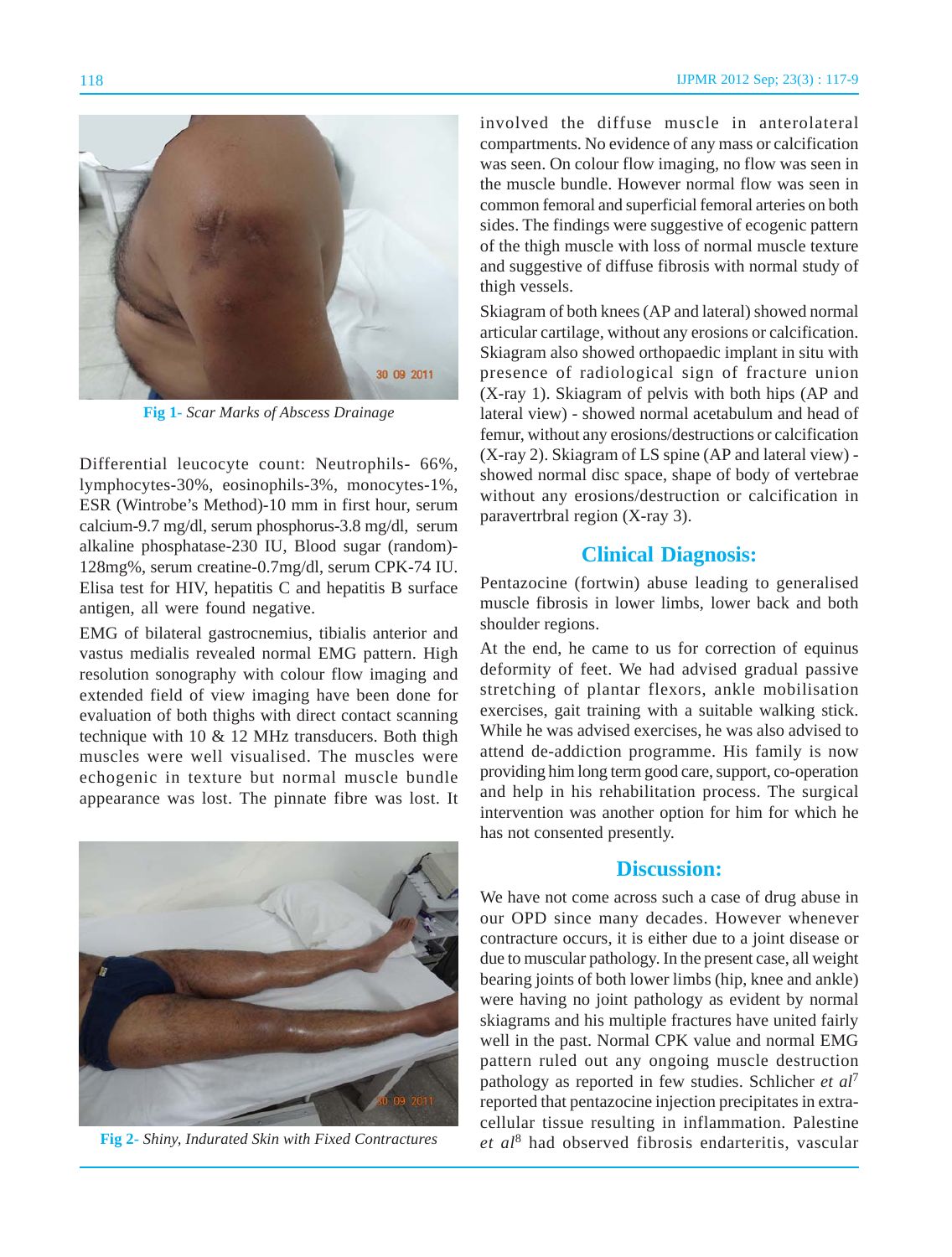Fig 1- *Scar Marks of Abscess Drainage*

Differential leucocyte count: Neutrophils- 66%, lymphocytes-30%, eosinophils-3%, monocytes-1%, ESR (Wintrobe's Method)-10 mm in first hour, serum calcium-9.7 mg/dl, serum phosphorus-3.8 mg/dl, serum alkaline phosphatase-230 IU, Blood sugar (random)-128mg%, serum creatine-0.7mg/dl, serum CPK-74 IU. Elisa test for HIV, hepatitis C and hepatitis B surface antigen, all were found negative.

EMG of bilateral gastrocnemius, tibialis anterior and vastus medialis revealed normal EMG pattern. High resolution sonography with colour flow imaging and extended field of view imaging have been done for evaluation of both thighs with direct contact scanning technique with 10 & 12 MHz transducers. Both thigh muscles were well visualised. The muscles were echogenic in texture but normal muscle bundle appearance was lost. The pinnate fibre was lost. It involved the diffuse muscle in anterolateral compartments. No evidence of any mass or calcification was seen. On colour flow imaging, no flow was seen in the muscle bundle. However normal flow was seen in common femoral and superficial femoral arteries on both sides. The findings were suggestive of ecogenic pattern of the thigh muscle with loss of normal muscle texture and suggestive of diffuse fibrosis with normal study of thigh vessels.

Fig 2- *Shiny, Indurated Skin with Fixed Contractures*

Skiagram of both knees (AP and lateral) showed normal articular cartilage, without any erosions or calcification. Skiagram also showed orthopaedic implant in situ with presence of radiological sign of fracture union (X-ray 1). Skiagram of pelvis with both hips (AP and lateral view) - showed normal acetabulum and head of femur, without any erosions/destructions or calcification (X-ray 2). Skiagram of LS spine (AP and lateral view) - showed normal disc space, shape of body of vertebrae without any erosions/destruction or calcification in paravertrbral region (X-ray 3).

## Clinical Diagnosis:

Pentazocine (fortwin) abuse leading to generalised muscle fibrosis in lower limbs, lower back and both shoulder regions.

At the end, he came to us for correction of equinus deformity of feet. We had advised gradual passive stretching of plantar flexors, ankle mobilisation exercises, gait training with a suitable walking stick. While he was advised exercises, he was also advised to attend de-addiction programme. His family is now providing him long term good care, support, co-operation and help in his rehabilitation process. The surgical intervention was another option for him for which he has not consented presently.

## Discussion:

We have not come across such a case of drug abuse in our OPD since many decades. However whenever contracture occurs, it is either due to a joint disease or due to muscular pathology. In the present case, all weight bearing joints of both lower limbs (hip, knee and ankle) were having no joint pathology as evident by normal skiagrams and his multiple fractures have united fairly well in the past. Normal CPK value and normal EMG pattern ruled out any ongoing muscle destruction pathology as reported in few studies. Schlicher *et al*[7] reported that pentazocine injection precipitates in extra-cellular tissue resulting in inflammation. Palestine *et al*[8] had observed fibrosis endarteritis, vascular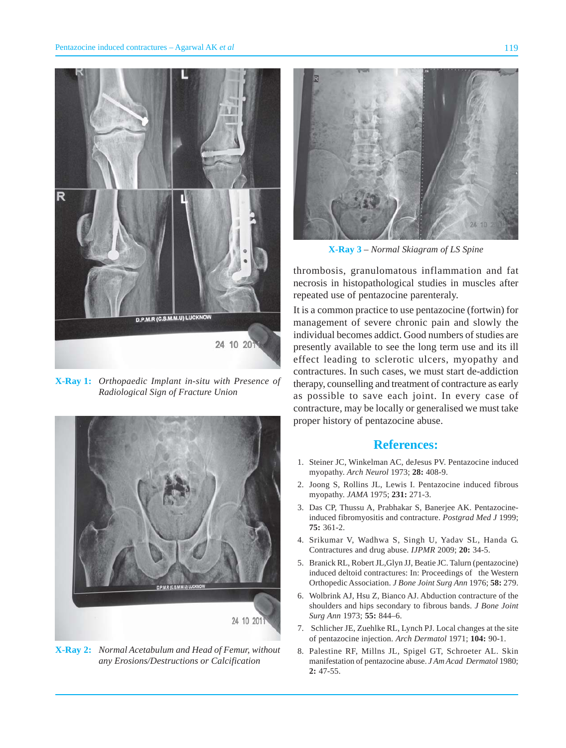X-Ray 1: *Orthopaedic Implant in-situ with Presence of Radiological Sign of Fracture Union*

X-Ray 2: *Normal Acetabulum and Head of Femur, without any Erosions/Destructions or Calcification*

X-Ray 3 – *Normal Skiagram of LS Spine*

thrombosis, granulomatous inflammation and fat necrosis in histopathological studies in muscles after repeated use of pentazocine parenteraly.

It is a common practice to use pentazocine (fortwin) for management of severe chronic pain and slowly the individual becomes addict. Good numbers of studies are presently available to see the long term use and its ill effect leading to sclerotic ulcers, myopathy and contractures. In such cases, we must start de-addiction therapy, counselling and treatment of contracture as early as possible to save each joint. In every case of contracture, may be locally or generalised we must take proper history of pentazocine abuse.

## References:

1. Steiner JC, Winkelman AC, deJesus PV. Pentazocine induced myopathy. *Arch Neurol* 1973; **28:** 408-9.
2. Joong S, Rollins JL, Lewis I. Pentazocine induced fibrous myopathy. *JAMA* 1975; **231:** 271-3.
3. Das CP, Thussu A, Prabhakar S, Banerjee AK. Pentazocine-induced fibromyositis and contracture. *Postgrad Med J* 1999; **75:** 361-2.
4. Srikumar V, Wadhwa S, Singh U, Yadav SL, Handa G. Contractures and drug abuse. *IJPMR* 2009; **20:** 34-5.
5. Branick RL, Robert JL,Glyn JJ, Beatie JC. Talurn (pentazocine) induced deltoid contractures: In: Proceedings of the Western Orthopedic Association. *J Bone Joint Surg Ann* 1976; **58:** 279.
6. Wolbrink AJ, Hsu Z, Bianco AJ. Abduction contracture of the shoulders and hips secondary to fibrous bands. *J Bone Joint Surg Ann* 1973; **55:** 844–6.
7. Schlicher JE, Zuehlke RL, Lynch PJ. Local changes at the site of pentazocine injection. *Arch Dermatol* 1971; **104:** 90-1.
8. Palestine RF, Millns JL, Spigel GT, Schroeter AL. Skin manifestation of pentazocine abuse. *J Am Acad Dermatol* 1980; **2:** 47-55.